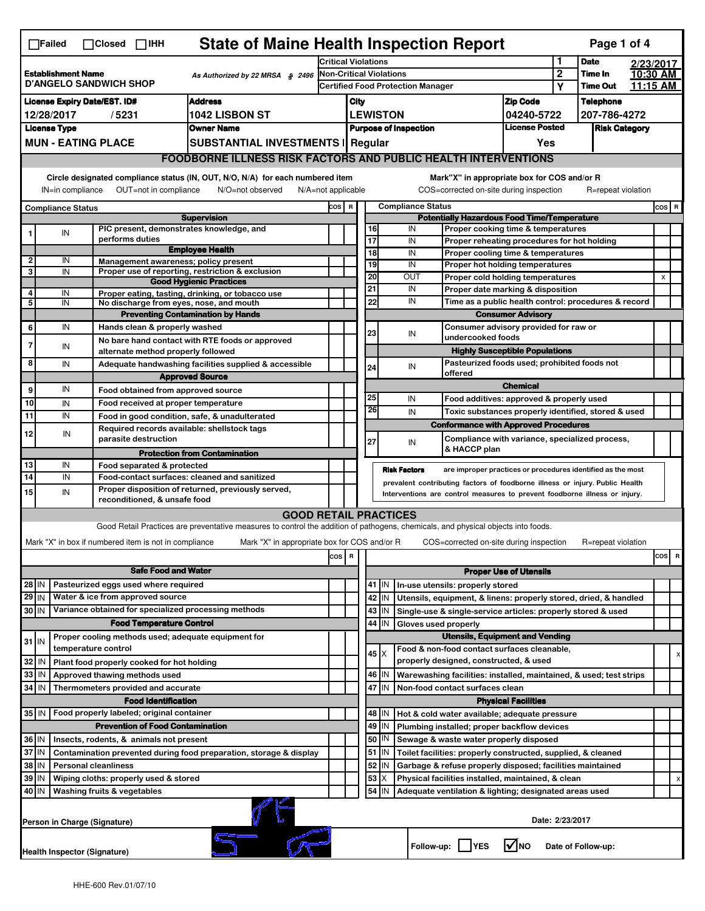☐Failed ☐Closed ☐IHH

# State of Maine Health Inspection Report

| Establishment Name | As Authorized by 22 MRSA § 2496 | Critical Violations | 1 | Date | 2/23/2017 |
|---|---|---|---|---|---|
| D'ANGELO SANDWICH SHOP | | Non-Critical Violations | 2 | Time In | 10:30 AM |
| | | Certified Food Protection Manager | Y | Time Out | 11:15 AM |

| License Expiry Date/EST. ID# | Address | City | Zip Code | Telephone |
|---|---|---|---|---|
| 12/28/2017 / 5231 | 1042 LISBON ST | LEWISTON | 04240-5722 | 207-786-4272 |

| License Type | Owner Name | Purpose of Inspection | License Posted | Risk Category |
|---|---|---|---|---|
| MUN - EATING PLACE | SUBSTANTIAL INVESTMENTS I | Regular | Yes | |

## FOODBORNE ILLNESS RISK FACTORS AND PUBLIC HEALTH INTERVENTIONS

Circle designated compliance status (IN, OUT, N/O, N/A) for each numbered item — IN=in compliance, OUT=not in compliance, N/O=not observed, N/A=not applicable

Mark "X" in appropriate box for COS and/or R — COS=corrected on-site during inspection, R=repeat violation

| # | Compliance Status | | COS | R |
|---|---|---|---|---|
| | | **Supervision** | | |
| 1 | IN | PIC present, demonstrates knowledge, and performs duties | | |
| | | **Employee Health** | | |
| 2 | IN | Management awareness; policy present | | |
| 3 | IN | Proper use of reporting, restriction & exclusion | | |
| | | **Good Hygienic Practices** | | |
| 4 | IN | Proper eating, tasting, drinking, or tobacco use | | |
| 5 | IN | No discharge from eyes, nose, and mouth | | |
| | | **Preventing Contamination by Hands** | | |
| 6 | IN | Hands clean & properly washed | | |
| 7 | IN | No bare hand contact with RTE foods or approved alternate method properly followed | | |
| 8 | IN | Adequate handwashing facilities supplied & accessible | | |
| | | **Approved Source** | | |
| 9 | IN | Food obtained from approved source | | |
| 10 | IN | Food received at proper temperature | | |
| 11 | IN | Food in good condition, safe, & unadulterated | | |
| 12 | IN | Required records available: shellstock tags parasite destruction | | |
| | | **Protection from Contamination** | | |
| 13 | IN | Food separated & protected | | |
| 14 | IN | Food-contact surfaces: cleaned and sanitized | | |
| 15 | IN | Proper disposition of returned, previously served, reconditioned, & unsafe food | | |
| | | **Potentially Hazardous Food Time/Temperature** | | |
| 16 | IN | Proper cooking time & temperatures | | |
| 17 | IN | Proper reheating procedures for hot holding | | |
| 18 | IN | Proper cooling time & temperatures | | |
| 19 | IN | Proper hot holding temperatures | | |
| 20 | OUT | Proper cold holding temperatures | X | |
| 21 | IN | Proper date marking & disposition | | |
| 22 | IN | Time as a public health control: procedures & record | | |
| | | **Consumer Advisory** | | |
| 23 | IN | Consumer advisory provided for raw or undercooked foods | | |
| | | **Highly Susceptible Populations** | | |
| 24 | IN | Pasteurized foods used; prohibited foods not offered | | |
| | | **Chemical** | | |
| 25 | IN | Food additives: approved & properly used | | |
| 26 | IN | Toxic substances properly identified, stored & used | | |
| | | **Conformance with Approved Procedures** | | |
| 27 | IN | Compliance with variance, specialized process, & HACCP plan | | |

**Risk Factors** are improper practices or procedures identified as the most prevalent contributing factors of foodborne illness or injury. Public Health Interventions are control measures to prevent foodborne illness or injury.

## GOOD RETAIL PRACTICES

Good Retail Practices are preventative measures to control the addition of pathogens, chemicals, and physical objects into foods.

Mark "X" in box if numbered item is not in compliance — Mark "X" in appropriate box for COS and/or R — COS=corrected on-site during inspection — R=repeat violation

| # | | | COS | R |
|---|---|---|---|---|
| | | **Safe Food and Water** | | |
| 28 | IN | Pasteurized eggs used where required | | |
| 29 | IN | Water & ice from approved source | | |
| 30 | IN | Variance obtained for specialized processing methods | | |
| | | **Food Temperature Control** | | |
| 31 | IN | Proper cooling methods used; adequate equipment for temperature control | | |
| 32 | IN | Plant food properly cooked for hot holding | | |
| 33 | IN | Approved thawing methods used | | |
| 34 | IN | Thermometers provided and accurate | | |
| | | **Food Identification** | | |
| 35 | IN | Food properly labeled; original container | | |
| | | **Prevention of Food Contamination** | | |
| 36 | IN | Insects, rodents, & animals not present | | |
| 37 | IN | Contamination prevented during food preparation, storage & display | | |
| 38 | IN | Personal cleanliness | | |
| 39 | IN | Wiping cloths: properly used & stored | | |
| 40 | IN | Washing fruits & vegetables | | |
| | | **Proper Use of Utensils** | | |
| 41 | IN | In-use utensils: properly stored | | |
| 42 | IN | Utensils, equipment, & linens: properly stored, dried, & handled | | |
| 43 | IN | Single-use & single-service articles: properly stored & used | | |
| 44 | IN | Gloves used properly | | |
| | | **Utensils, Equipment and Vending** | | |
| 45 | X | Food & non-food contact surfaces cleanable, properly designed, constructed, & used | | X |
| 46 | IN | Warewashing facilities: installed, maintained, & used; test strips | | |
| 47 | IN | Non-food contact surfaces clean | | |
| | | **Physical Facilities** | | |
| 48 | IN | Hot & cold water available; adequate pressure | | |
| 49 | IN | Plumbing installed; proper backflow devices | | |
| 50 | IN | Sewage & waste water properly disposed | | |
| 51 | IN | Toilet facilities: properly constructed, supplied, & cleaned | | |
| 52 | IN | Garbage & refuse properly disposed; facilities maintained | | |
| 53 | X | Physical facilities installed, maintained, & clean | | X |
| 54 | IN | Adequate ventilation & lighting; designated areas used | | |

Person in Charge (Signature) — Date: 2/23/2017

Health Inspector (Signature) — Follow-up: ☐ YES ☑ NO — Date of Follow-up:

HHE-600 Rev.01/07/10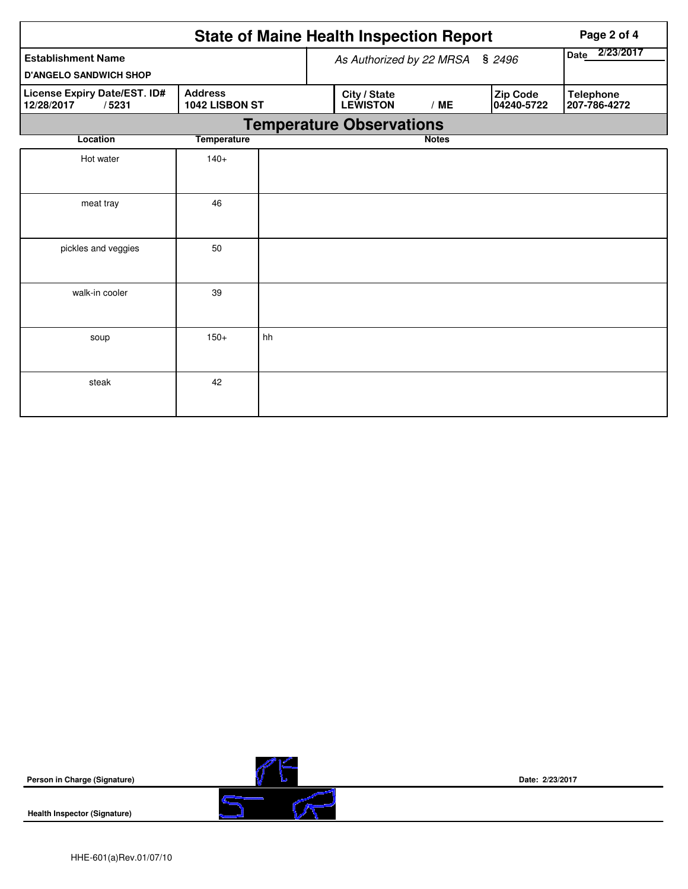# State of Maine Health Inspection Report

| Establishment Name | As Authorized by 22 MRSA § 2496 | | | Date 2/23/2017 |
|---|---|---|---|---|
| D'ANGELO SANDWICH SHOP | | | | |
| License Expiry Date/EST. ID# | Address | City / State | Zip Code | Telephone |
| 12/28/2017 / 5231 | 1042 LISBON ST | LEWISTON / ME | 04240-5722 | 207-786-4272 |

## Temperature Observations

| Location | Temperature | Notes |
|---|---|---|
| Hot water | 140+ | |
| meat tray | 46 | |
| pickles and veggies | 50 | |
| walk-in cooler | 39 | |
| soup | 150+ | hh |
| steak | 42 | |

Person in Charge (Signature)

Date: 2/23/2017

Health Inspector (Signature)

HHE-601(a)Rev.01/07/10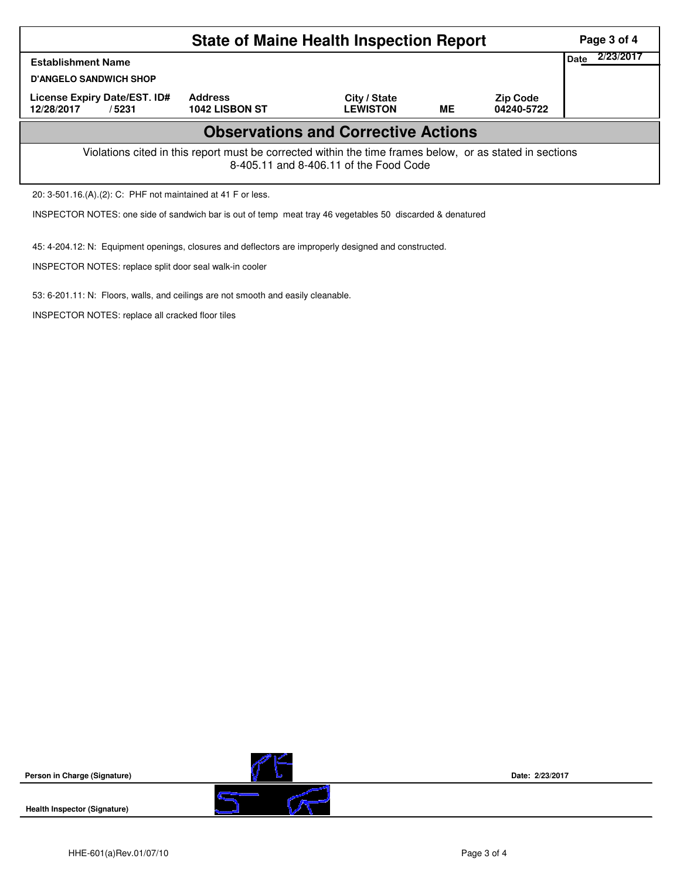# State of Maine Health Inspection Report

| Establishment Name | | | | | Date 2/23/2017 |
|---|---|---|---|---|---|
| D'ANGELO SANDWICH SHOP | | | | | |
| License Expiry Date/EST. ID# | Address | City / State | | Zip Code | |
| 12/28/2017 / 5231 | 1042 LISBON ST | LEWISTON | ME | 04240-5722 | |

## Observations and Corrective Actions

Violations cited in this report must be corrected within the time frames below, or as stated in sections 8-405.11 and 8-406.11 of the Food Code

20: 3-501.16.(A).(2): C: PHF not maintained at 41 F or less.

INSPECTOR NOTES: one side of sandwich bar is out of temp meat tray 46 vegetables 50 discarded & denatured

45: 4-204.12: N: Equipment openings, closures and deflectors are improperly designed and constructed.

INSPECTOR NOTES: replace split door seal walk-in cooler

53: 6-201.11: N: Floors, walls, and ceilings are not smooth and easily cleanable.

INSPECTOR NOTES: replace all cracked floor tiles

Person in Charge (Signature) Date: 2/23/2017

Health Inspector (Signature)

HHE-601(a)Rev.01/07/10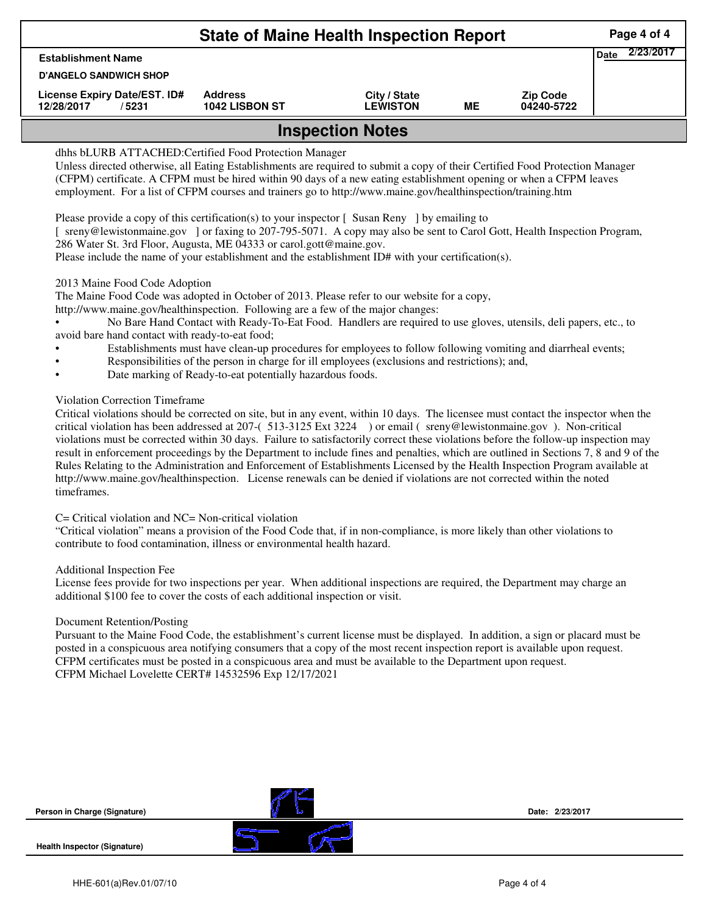# State of Maine Health Inspection Report

| Establishment Name | | | | | Date 2/23/2017 |
|---|---|---|---|---|---|
| D'ANGELO SANDWICH SHOP | | | | | |
| License Expiry Date/EST. ID# | Address | City / State | | Zip Code | |
| 12/28/2017 / 5231 | 1042 LISBON ST | LEWISTON | ME | 04240-5722 | |

## Inspection Notes

dhhs bLURB ATTACHED:Certified Food Protection Manager

Unless directed otherwise, all Eating Establishments are required to submit a copy of their Certified Food Protection Manager (CFPM) certificate. A CFPM must be hired within 90 days of a new eating establishment opening or when a CFPM leaves employment. For a list of CFPM courses and trainers go to http://www.maine.gov/healthinspection/training.htm

Please provide a copy of this certification(s) to your inspector [ Susan Reny ] by emailing to [ sreny@lewistonmaine.gov ] or faxing to 207-795-5071. A copy may also be sent to Carol Gott, Health Inspection Program, 286 Water St. 3rd Floor, Augusta, ME 04333 or carol.gott@maine.gov.

Please include the name of your establishment and the establishment ID# with your certification(s).

2013 Maine Food Code Adoption

The Maine Food Code was adopted in October of 2013. Please refer to our website for a copy, http://www.maine.gov/healthinspection. Following are a few of the major changes:

- No Bare Hand Contact with Ready-To-Eat Food. Handlers are required to use gloves, utensils, deli papers, etc., to avoid bare hand contact with ready-to-eat food;
- Establishments must have clean-up procedures for employees to follow following vomiting and diarrheal events;
- Responsibilities of the person in charge for ill employees (exclusions and restrictions); and,
- Date marking of Ready-to-eat potentially hazardous foods.

Violation Correction Timeframe

Critical violations should be corrected on site, but in any event, within 10 days. The licensee must contact the inspector when the critical violation has been addressed at 207-( 513-3125 Ext 3224 ) or email ( sreny@lewistonmaine.gov ). Non-critical violations must be corrected within 30 days. Failure to satisfactorily correct these violations before the follow-up inspection may result in enforcement proceedings by the Department to include fines and penalties, which are outlined in Sections 7, 8 and 9 of the Rules Relating to the Administration and Enforcement of Establishments Licensed by the Health Inspection Program available at http://www.maine.gov/healthinspection. License renewals can be denied if violations are not corrected within the noted timeframes.

C= Critical violation and NC= Non-critical violation

"Critical violation" means a provision of the Food Code that, if in non-compliance, is more likely than other violations to contribute to food contamination, illness or environmental health hazard.

Additional Inspection Fee

License fees provide for two inspections per year. When additional inspections are required, the Department may charge an additional $100 fee to cover the costs of each additional inspection or visit.

Document Retention/Posting

Pursuant to the Maine Food Code, the establishment's current license must be displayed. In addition, a sign or placard must be posted in a conspicuous area notifying consumers that a copy of the most recent inspection report is available upon request. CFPM certificates must be posted in a conspicuous area and must be available to the Department upon request.

CFPM Michael Lovelette CERT# 14532596 Exp 12/17/2021

Person in Charge (Signature) Date: 2/23/2017

Health Inspector (Signature)

HHE-601(a)Rev.01/07/10